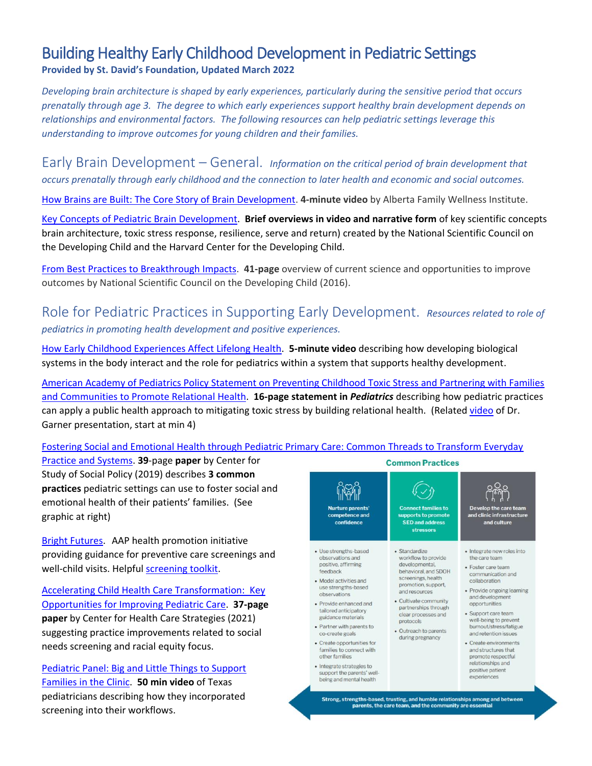# Building Healthy Early Childhood Development in Pediatric Settings

**Provided by St. David's Foundation, Updated March 2022**

*Developing brain architecture is shaped by early experiences, particularly during the sensitive period that occurs prenatally through age 3. The degree to which early experiences support healthy brain development depends on relationships and environmental factors. The following resources can help pediatric settings leverage this understanding to improve outcomes for young children and their families.*

## Early Brain Development – General. *Information on the critical period of brain development that occurs prenatally through early childhood and the connection to later health and economic and social outcomes.*

How Brains are Built: The Core Story of Brain Development. **4-minute video** by Alberta Family Wellness Institute.

Key Concepts of Pediatric Brain Development. **Brief overviews in video and narrative form** of key scientific concepts brain architecture, toxic stress response, resilience, serve and return) created by the National Scientific Council on the Developing Child and the Harvard Center for the Developing Child.

From Best Practices to Breakthrough Impacts. **41-page** overview of current science and opportunities to improve outcomes by National Scientific Council on the Developing Child (2016).

## Role for Pediatric Practices in Supporting Early Development. *Resources related to role of pediatrics in promoting health development and positive experiences.*

How Early Childhood Experiences Affect Lifelong Health. **5-minute video** describing how developing biological systems in the body interact and the role for pediatrics within a system that supports healthy development.

American Academy of Pediatrics Policy Statement on Preventing Childhood Toxic Stress and Partnering with Families and Communities to Promote Relational Health. **16-page statement in *Pediatrics*** describing how pediatric practices can apply a public health approach to mitigating toxic stress by building relational health. (Related video of Dr. Garner presentation, start at min 4)

Fostering Social and Emotional Health through Pediatric Primary Care: Common Threads to Transform Everyday Practice and Systems. **39**-page **paper** by Center for Study of Social Policy (2019) describes **3 common practices** pediatric settings can use to foster social and emotional health of their patients' families. (See graphic at right)

**Common Practices**

| Nurture parents' competence and confidence | Connect families to supports to promote SED and address stressors | Develop the care team and clinic infrastructure and culture |
|---|---|---|
| • Use strengths-based observations and positive, affirming feedback<br>• Model activities and use strengths-based observations<br>• Provide enhanced and tailored anticipatory guidance materials<br>• Partner with parents to co-create goals<br>• Create opportunities for families to connect with other families<br>• Integrate strategies to support the parents' well-being and mental health | • Standardize workflow to provide developmental, behavioral, and SDOH screenings, health promotion, support, and resources<br>• Cultivate community partnerships through clear processes and protocols<br>• Outreach to parents during pregnancy | • Integrate new roles into the care team<br>• Foster care team communication and collaboration<br>• Provide ongoing learning and development opportunities<br>• Support care team well-being to prevent burnout/stress/fatigue and retention issues<br>• Create environments and structures that promote respectful relationships and positive patient experiences |

Strong, strengths-based, trusting, and humble relationships among and between parents, the care team, and the community are essential

Bright Futures. AAP health promotion initiative providing guidance for preventive care screenings and well-child visits. Helpful screening toolkit.

Accelerating Child Health Care Transformation: Key Opportunities for Improving Pediatric Care. **37-page paper** by Center for Health Care Strategies (2021) suggesting practice improvements related to social needs screening and racial equity focus.

Pediatric Panel: Big and Little Things to Support Families in the Clinic. **50 min video** of Texas pediatricians describing how they incorporated screening into their workflows.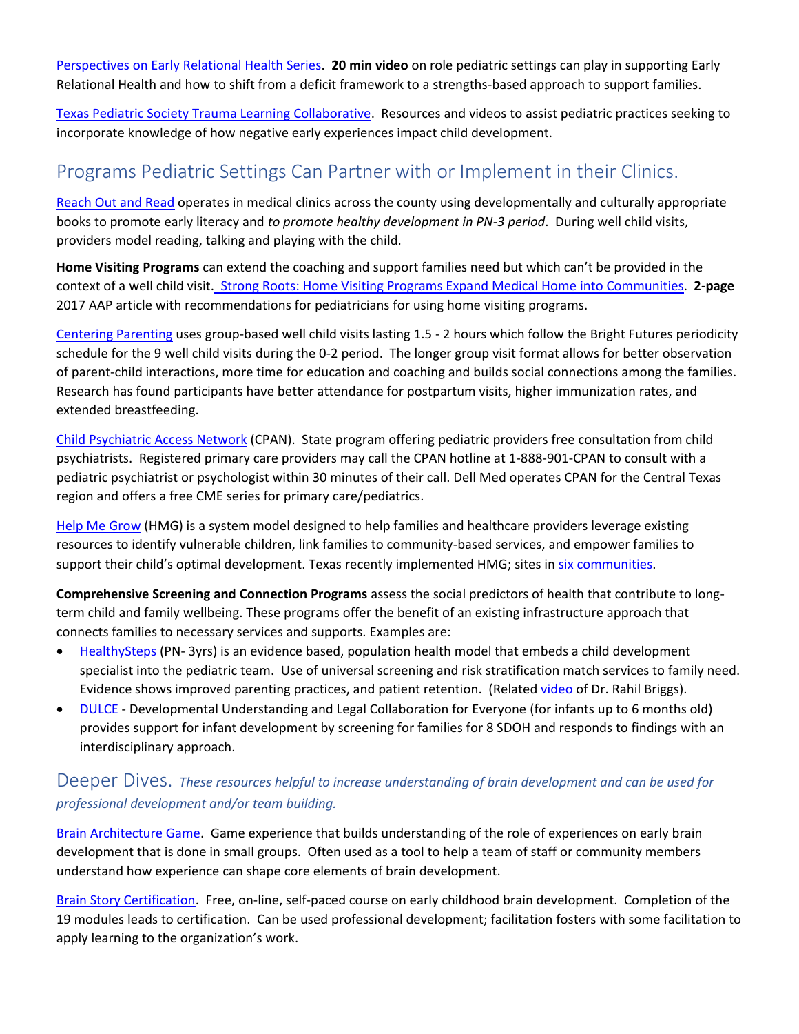Perspectives on Early Relational Health Series. **20 min video** on role pediatric settings can play in supporting Early Relational Health and how to shift from a deficit framework to a strengths-based approach to support families.

Texas Pediatric Society Trauma Learning Collaborative. Resources and videos to assist pediatric practices seeking to incorporate knowledge of how negative early experiences impact child development.

## Programs Pediatric Settings Can Partner with or Implement in their Clinics.

Reach Out and Read operates in medical clinics across the county using developmentally and culturally appropriate books to promote early literacy and *to promote healthy development in PN-3 period*. During well child visits, providers model reading, talking and playing with the child.

**Home Visiting Programs** can extend the coaching and support families need but which can't be provided in the context of a well child visit. Strong Roots: Home Visiting Programs Expand Medical Home into Communities. **2-page** 2017 AAP article with recommendations for pediatricians for using home visiting programs.

Centering Parenting uses group-based well child visits lasting 1.5 - 2 hours which follow the Bright Futures periodicity schedule for the 9 well child visits during the 0-2 period. The longer group visit format allows for better observation of parent-child interactions, more time for education and coaching and builds social connections among the families. Research has found participants have better attendance for postpartum visits, higher immunization rates, and extended breastfeeding.

Child Psychiatric Access Network (CPAN). State program offering pediatric providers free consultation from child psychiatrists. Registered primary care providers may call the CPAN hotline at 1-888-901-CPAN to consult with a pediatric psychiatrist or psychologist within 30 minutes of their call. Dell Med operates CPAN for the Central Texas region and offers a free CME series for primary care/pediatrics.

Help Me Grow (HMG) is a system model designed to help families and healthcare providers leverage existing resources to identify vulnerable children, link families to community-based services, and empower families to support their child's optimal development. Texas recently implemented HMG; sites in six communities.

**Comprehensive Screening and Connection Programs** assess the social predictors of health that contribute to long-term child and family wellbeing. These programs offer the benefit of an existing infrastructure approach that connects families to necessary services and supports. Examples are:

- HealthySteps (PN- 3yrs) is an evidence based, population health model that embeds a child development specialist into the pediatric team. Use of universal screening and risk stratification match services to family need. Evidence shows improved parenting practices, and patient retention. (Related video of Dr. Rahil Briggs).
- DULCE - Developmental Understanding and Legal Collaboration for Everyone (for infants up to 6 months old) provides support for infant development by screening for families for 8 SDOH and responds to findings with an interdisciplinary approach.

## Deeper Dives. *These resources helpful to increase understanding of brain development and can be used for professional development and/or team building.*

Brain Architecture Game. Game experience that builds understanding of the role of experiences on early brain development that is done in small groups. Often used as a tool to help a team of staff or community members understand how experience can shape core elements of brain development.

Brain Story Certification. Free, on-line, self-paced course on early childhood brain development. Completion of the 19 modules leads to certification. Can be used professional development; facilitation fosters with some facilitation to apply learning to the organization's work.